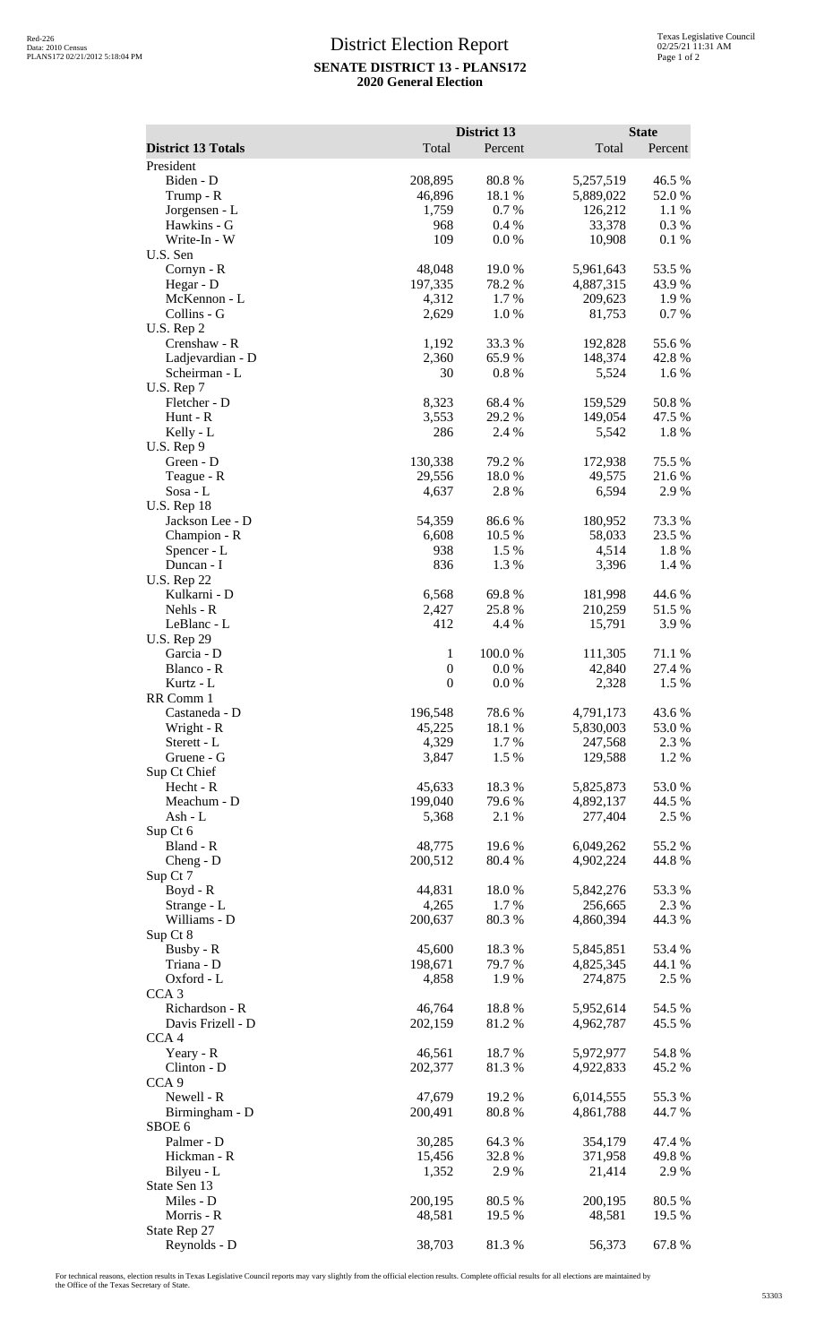# District Election Report

**SENATE DISTRICT 13 - PLANS172**

**2020 General Election**

| District 13 Totals | District 13 Total | District 13 Percent | State Total | State Percent |
|---|---|---|---|---|
| President | | | | |
| Biden - D | 208,895 | 80.8 % | 5,257,519 | 46.5 % |
| Trump - R | 46,896 | 18.1 % | 5,889,022 | 52.0 % |
| Jorgensen - L | 1,759 | 0.7 % | 126,212 | 1.1 % |
| Hawkins - G | 968 | 0.4 % | 33,378 | 0.3 % |
| Write-In - W | 109 | 0.0 % | 10,908 | 0.1 % |
| U.S. Sen | | | | |
| Cornyn - R | 48,048 | 19.0 % | 5,961,643 | 53.5 % |
| Hegar - D | 197,335 | 78.2 % | 4,887,315 | 43.9 % |
| McKennon - L | 4,312 | 1.7 % | 209,623 | 1.9 % |
| Collins - G | 2,629 | 1.0 % | 81,753 | 0.7 % |
| U.S. Rep 2 | | | | |
| Crenshaw - R | 1,192 | 33.3 % | 192,828 | 55.6 % |
| Ladjevardian - D | 2,360 | 65.9 % | 148,374 | 42.8 % |
| Scheirman - L | 30 | 0.8 % | 5,524 | 1.6 % |
| U.S. Rep 7 | | | | |
| Fletcher - D | 8,323 | 68.4 % | 159,529 | 50.8 % |
| Hunt - R | 3,553 | 29.2 % | 149,054 | 47.5 % |
| Kelly - L | 286 | 2.4 % | 5,542 | 1.8 % |
| U.S. Rep 9 | | | | |
| Green - D | 130,338 | 79.2 % | 172,938 | 75.5 % |
| Teague - R | 29,556 | 18.0 % | 49,575 | 21.6 % |
| Sosa - L | 4,637 | 2.8 % | 6,594 | 2.9 % |
| U.S. Rep 18 | | | | |
| Jackson Lee - D | 54,359 | 86.6 % | 180,952 | 73.3 % |
| Champion - R | 6,608 | 10.5 % | 58,033 | 23.5 % |
| Spencer - L | 938 | 1.5 % | 4,514 | 1.8 % |
| Duncan - I | 836 | 1.3 % | 3,396 | 1.4 % |
| U.S. Rep 22 | | | | |
| Kulkarni - D | 6,568 | 69.8 % | 181,998 | 44.6 % |
| Nehls - R | 2,427 | 25.8 % | 210,259 | 51.5 % |
| LeBlanc - L | 412 | 4.4 % | 15,791 | 3.9 % |
| U.S. Rep 29 | | | | |
| Garcia - D | 1 | 100.0 % | 111,305 | 71.1 % |
| Blanco - R | 0 | 0.0 % | 42,840 | 27.4 % |
| Kurtz - L | 0 | 0.0 % | 2,328 | 1.5 % |
| RR Comm 1 | | | | |
| Castaneda - D | 196,548 | 78.6 % | 4,791,173 | 43.6 % |
| Wright - R | 45,225 | 18.1 % | 5,830,003 | 53.0 % |
| Sterett - L | 4,329 | 1.7 % | 247,568 | 2.3 % |
| Gruene - G | 3,847 | 1.5 % | 129,588 | 1.2 % |
| Sup Ct Chief | | | | |
| Hecht - R | 45,633 | 18.3 % | 5,825,873 | 53.0 % |
| Meachum - D | 199,040 | 79.6 % | 4,892,137 | 44.5 % |
| Ash - L | 5,368 | 2.1 % | 277,404 | 2.5 % |
| Sup Ct 6 | | | | |
| Bland - R | 48,775 | 19.6 % | 6,049,262 | 55.2 % |
| Cheng - D | 200,512 | 80.4 % | 4,902,224 | 44.8 % |
| Sup Ct 7 | | | | |
| Boyd - R | 44,831 | 18.0 % | 5,842,276 | 53.3 % |
| Strange - L | 4,265 | 1.7 % | 256,665 | 2.3 % |
| Williams - D | 200,637 | 80.3 % | 4,860,394 | 44.3 % |
| Sup Ct 8 | | | | |
| Busby - R | 45,600 | 18.3 % | 5,845,851 | 53.4 % |
| Triana - D | 198,671 | 79.7 % | 4,825,345 | 44.1 % |
| Oxford - L | 4,858 | 1.9 % | 274,875 | 2.5 % |
| CCA 3 | | | | |
| Richardson - R | 46,764 | 18.8 % | 5,952,614 | 54.5 % |
| Davis Frizell - D | 202,159 | 81.2 % | 4,962,787 | 45.5 % |
| CCA 4 | | | | |
| Yeary - R | 46,561 | 18.7 % | 5,972,977 | 54.8 % |
| Clinton - D | 202,377 | 81.3 % | 4,922,833 | 45.2 % |
| CCA 9 | | | | |
| Newell - R | 47,679 | 19.2 % | 6,014,555 | 55.3 % |
| Birmingham - D | 200,491 | 80.8 % | 4,861,788 | 44.7 % |
| SBOE 6 | | | | |
| Palmer - D | 30,285 | 64.3 % | 354,179 | 47.4 % |
| Hickman - R | 15,456 | 32.8 % | 371,958 | 49.8 % |
| Bilyeu - L | 1,352 | 2.9 % | 21,414 | 2.9 % |
| State Sen 13 | | | | |
| Miles - D | 200,195 | 80.5 % | 200,195 | 80.5 % |
| Morris - R | 48,581 | 19.5 % | 48,581 | 19.5 % |
| State Rep 27 | | | | |
| Reynolds - D | 38,703 | 81.3 % | 56,373 | 67.8 % |

For technical reasons, election results in Texas Legislative Council reports may vary slightly from the official election results. Complete official results for all elections are maintained by the Office of the Texas Secretary of State.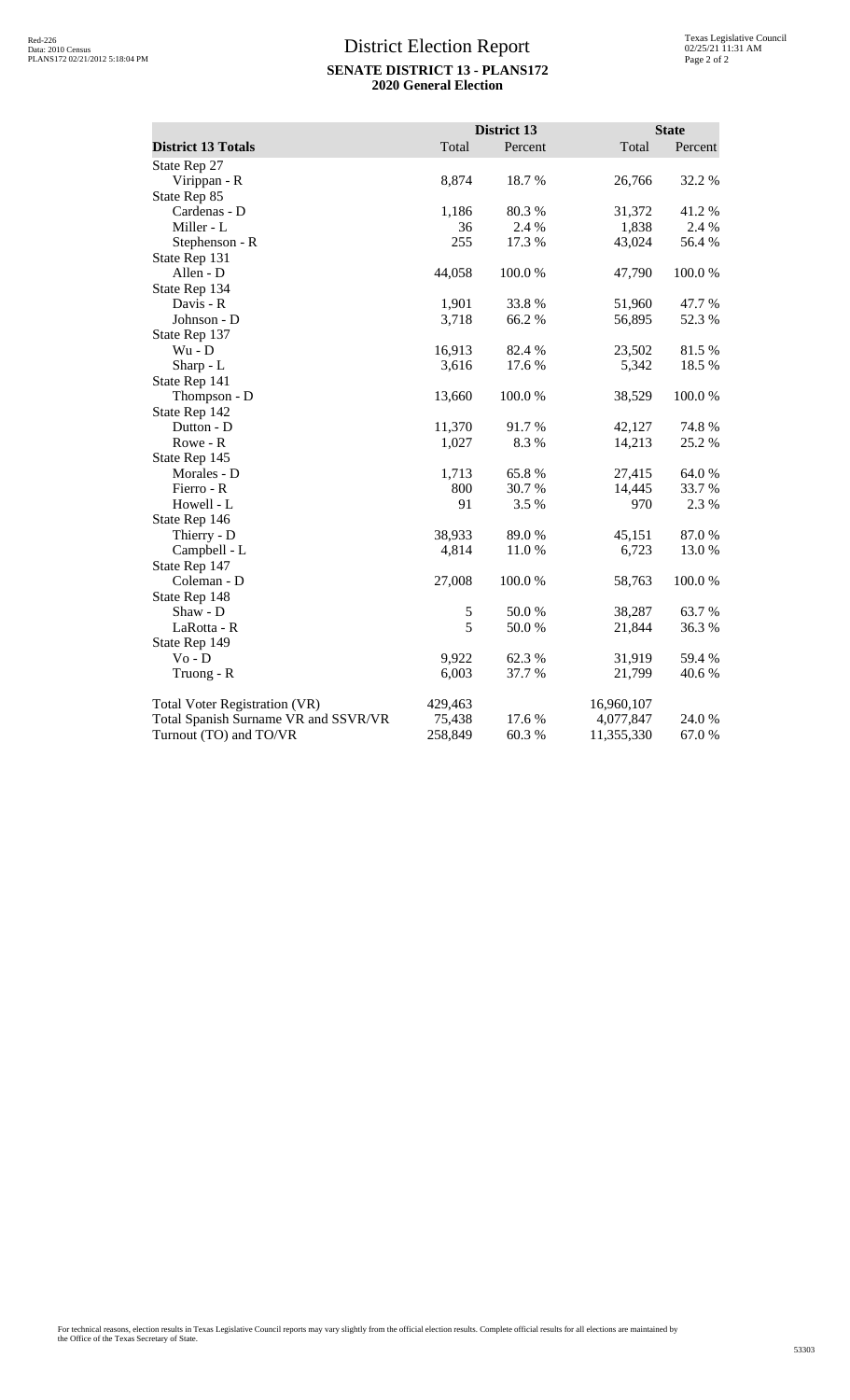# District Election Report

**SENATE DISTRICT 13 - PLANS172**
**2020 General Election**

| | District 13 | | State | |
|---|---|---|---|---|
| **District 13 Totals** | Total | Percent | Total | Percent |
| State Rep 27 | | | | |
| Virippan - R | 8,874 | 18.7 % | 26,766 | 32.2 % |
| State Rep 85 | | | | |
| Cardenas - D | 1,186 | 80.3 % | 31,372 | 41.2 % |
| Miller - L | 36 | 2.4 % | 1,838 | 2.4 % |
| Stephenson - R | 255 | 17.3 % | 43,024 | 56.4 % |
| State Rep 131 | | | | |
| Allen - D | 44,058 | 100.0 % | 47,790 | 100.0 % |
| State Rep 134 | | | | |
| Davis - R | 1,901 | 33.8 % | 51,960 | 47.7 % |
| Johnson - D | 3,718 | 66.2 % | 56,895 | 52.3 % |
| State Rep 137 | | | | |
| Wu - D | 16,913 | 82.4 % | 23,502 | 81.5 % |
| Sharp - L | 3,616 | 17.6 % | 5,342 | 18.5 % |
| State Rep 141 | | | | |
| Thompson - D | 13,660 | 100.0 % | 38,529 | 100.0 % |
| State Rep 142 | | | | |
| Dutton - D | 11,370 | 91.7 % | 42,127 | 74.8 % |
| Rowe - R | 1,027 | 8.3 % | 14,213 | 25.2 % |
| State Rep 145 | | | | |
| Morales - D | 1,713 | 65.8 % | 27,415 | 64.0 % |
| Fierro - R | 800 | 30.7 % | 14,445 | 33.7 % |
| Howell - L | 91 | 3.5 % | 970 | 2.3 % |
| State Rep 146 | | | | |
| Thierry - D | 38,933 | 89.0 % | 45,151 | 87.0 % |
| Campbell - L | 4,814 | 11.0 % | 6,723 | 13.0 % |
| State Rep 147 | | | | |
| Coleman - D | 27,008 | 100.0 % | 58,763 | 100.0 % |
| State Rep 148 | | | | |
| Shaw - D | 5 | 50.0 % | 38,287 | 63.7 % |
| LaRotta - R | 5 | 50.0 % | 21,844 | 36.3 % |
| State Rep 149 | | | | |
| Vo - D | 9,922 | 62.3 % | 31,919 | 59.4 % |
| Truong - R | 6,003 | 37.7 % | 21,799 | 40.6 % |
| | | | | |
| Total Voter Registration (VR) | 429,463 | | 16,960,107 | |
| Total Spanish Surname VR and SSVR/VR | 75,438 | 17.6 % | 4,077,847 | 24.0 % |
| Turnout (TO) and TO/VR | 258,849 | 60.3 % | 11,355,330 | 67.0 % |

For technical reasons, election results in Texas Legislative Council reports may vary slightly from the official election results. Complete official results for all elections are maintained by the Office of the Texas Secretary of State.